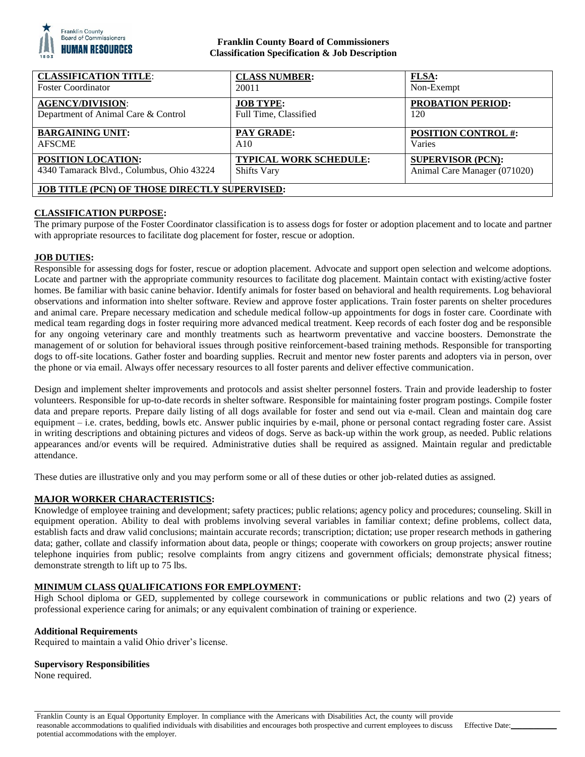**Franklin County Board of Commissioners**
**Classification Specification & Job Description**

| **CLASSIFICATION TITLE**: Foster Coordinator | **CLASS NUMBER:** 20011 | **FLSA:** Non-Exempt |
|---|---|---|
| **AGENCY/DIVISION**: Department of Animal Care & Control | **JOB TYPE:** Full Time, Classified | **PROBATION PERIOD:** 120 |
| **BARGAINING UNIT:** AFSCME | **PAY GRADE:** A10 | **POSITION CONTROL #:** Varies |
| **POSITION LOCATION:** 4340 Tamarack Blvd., Columbus, Ohio 43224 | **TYPICAL WORK SCHEDULE:** Shifts Vary | **SUPERVISOR (PCN):** Animal Care Manager (071020) |
| **JOB TITLE (PCN) OF THOSE DIRECTLY SUPERVISED:** | | |

## CLASSIFICATION PURPOSE:

The primary purpose of the Foster Coordinator classification is to assess dogs for foster or adoption placement and to locate and partner with appropriate resources to facilitate dog placement for foster, rescue or adoption.

## JOB DUTIES:

Responsible for assessing dogs for foster, rescue or adoption placement. Advocate and support open selection and welcome adoptions. Locate and partner with the appropriate community resources to facilitate dog placement. Maintain contact with existing/active foster homes. Be familiar with basic canine behavior. Identify animals for foster based on behavioral and health requirements. Log behavioral observations and information into shelter software. Review and approve foster applications. Train foster parents on shelter procedures and animal care. Prepare necessary medication and schedule medical follow-up appointments for dogs in foster care. Coordinate with medical team regarding dogs in foster requiring more advanced medical treatment. Keep records of each foster dog and be responsible for any ongoing veterinary care and monthly treatments such as heartworm preventative and vaccine boosters. Demonstrate the management of or solution for behavioral issues through positive reinforcement-based training methods. Responsible for transporting dogs to off-site locations. Gather foster and boarding supplies. Recruit and mentor new foster parents and adopters via in person, over the phone or via email. Always offer necessary resources to all foster parents and deliver effective communication.

Design and implement shelter improvements and protocols and assist shelter personnel fosters. Train and provide leadership to foster volunteers. Responsible for up-to-date records in shelter software. Responsible for maintaining foster program postings. Compile foster data and prepare reports. Prepare daily listing of all dogs available for foster and send out via e-mail. Clean and maintain dog care equipment – i.e. crates, bedding, bowls etc. Answer public inquiries by e-mail, phone or personal contact regrading foster care. Assist in writing descriptions and obtaining pictures and videos of dogs. Serve as back-up within the work group, as needed. Public relations appearances and/or events will be required. Administrative duties shall be required as assigned. Maintain regular and predictable attendance.

These duties are illustrative only and you may perform some or all of these duties or other job-related duties as assigned.

## MAJOR WORKER CHARACTERISTICS:

Knowledge of employee training and development; safety practices; public relations; agency policy and procedures; counseling. Skill in equipment operation. Ability to deal with problems involving several variables in familiar context; define problems, collect data, establish facts and draw valid conclusions; maintain accurate records; transcription; dictation; use proper research methods in gathering data; gather, collate and classify information about data, people or things; cooperate with coworkers on group projects; answer routine telephone inquiries from public; resolve complaints from angry citizens and government officials; demonstrate physical fitness; demonstrate strength to lift up to 75 lbs.

## MINIMUM CLASS QUALIFICATIONS FOR EMPLOYMENT:

High School diploma or GED, supplemented by college coursework in communications or public relations and two (2) years of professional experience caring for animals; or any equivalent combination of training or experience.

### Additional Requirements

Required to maintain a valid Ohio driver's license.

### Supervisory Responsibilities

None required.

Franklin County is an Equal Opportunity Employer. In compliance with the Americans with Disabilities Act, the county will provide reasonable accommodations to qualified individuals with disabilities and encourages both prospective and current employees to discuss potential accommodations with the employer.

Effective Date:\_\_\_\_\_\_\_\_\_\_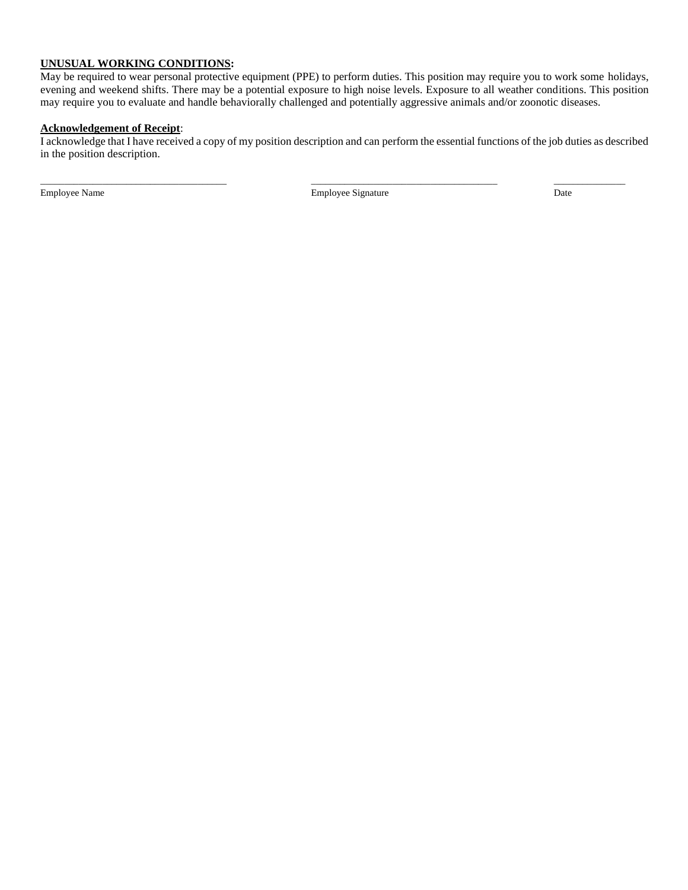**UNUSUAL WORKING CONDITIONS:**

May be required to wear personal protective equipment (PPE) to perform duties. This position may require you to work some holidays, evening and weekend shifts. There may be a potential exposure to high noise levels. Exposure to all weather conditions. This position may require you to evaluate and handle behaviorally challenged and potentially aggressive animals and/or zoonotic diseases.

**Acknowledgement of Receipt**:

I acknowledge that I have received a copy of my position description and can perform the essential functions of the job duties as described in the position description.

| | | |
|---|---|---|
| ______________________________ | ______________________________ | ____________ |
| Employee Name | Employee Signature | Date |